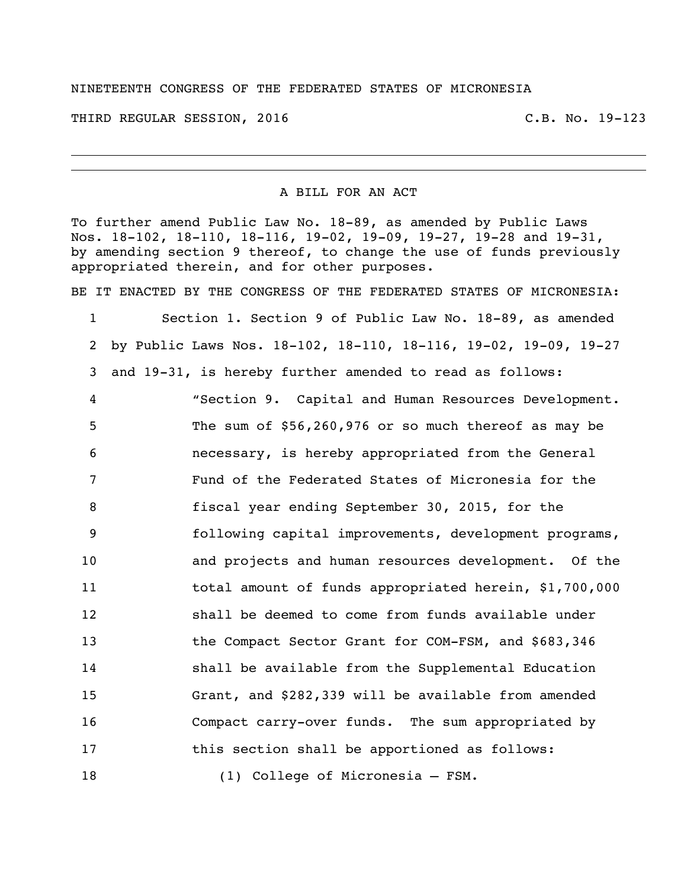NINETEENTH CONGRESS OF THE FEDERATED STATES OF MICRONESIA

THIRD REGULAR SESSION, 2016 C.B. No. 19-123

---

A BILL FOR AN ACT

To further amend Public Law No. 18-89, as amended by Public Laws Nos. 18-102, 18-110, 18-116, 19-02, 19-09, 19-27, 19-28 and 19-31, by amending section 9 thereof, to change the use of funds previously appropriated therein, and for other purposes.

BE IT ENACTED BY THE CONGRESS OF THE FEDERATED STATES OF MICRONESIA:

1 Section 1. Section 9 of Public Law No. 18-89, as amended
2 by Public Laws Nos. 18-102, 18-110, 18-116, 19-02, 19-09, 19-27
3 and 19-31, is hereby further amended to read as follows:
4 "Section 9. Capital and Human Resources Development.
5 The sum of $56,260,976 or so much thereof as may be
6 necessary, is hereby appropriated from the General
7 Fund of the Federated States of Micronesia for the
8 fiscal year ending September 30, 2015, for the
9 following capital improvements, development programs,
10 and projects and human resources development. Of the
11 total amount of funds appropriated herein, $1,700,000
12 shall be deemed to come from funds available under
13 the Compact Sector Grant for COM-FSM, and $683,346
14 shall be available from the Supplemental Education
15 Grant, and $282,339 will be available from amended
16 Compact carry-over funds. The sum appropriated by
17 this section shall be apportioned as follows:
18 (1) College of Micronesia – FSM.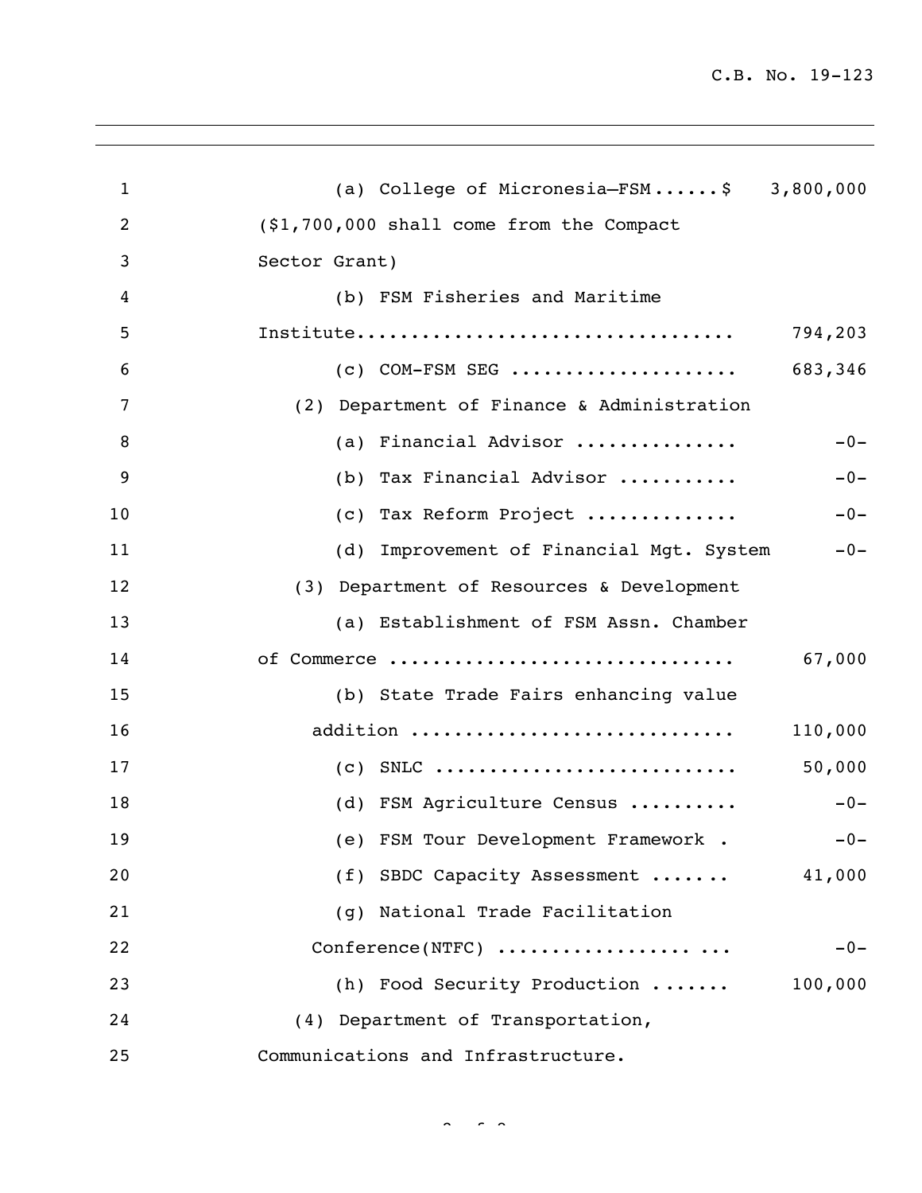(a) College of Micronesia—FSM......$ 3,800,000
($1,700,000 shall come from the Compact Sector Grant)

(b) FSM Fisheries and Maritime Institute.................................. 794,203

(c) COM-FSM SEG .................... 683,346

(2) Department of Finance & Administration

(a) Financial Advisor .............. -0-

(b) Tax Financial Advisor ........... -0-

(c) Tax Reform Project ............. -0-

(d) Improvement of Financial Mgt. System -0-

(3) Department of Resources & Development

(a) Establishment of FSM Assn. Chamber of Commerce .............................. 67,000

(b) State Trade Fairs enhancing value addition ............................ 110,000

(c) SNLC ........................... 50,000

(d) FSM Agriculture Census .......... -0-

(e) FSM Tour Development Framework . -0-

(f) SBDC Capacity Assessment ....... 41,000

(g) National Trade Facilitation Conference(NTFC) .................. ... -0-

(h) Food Security Production ....... 100,000

(4) Department of Transportation, Communications and Infrastructure.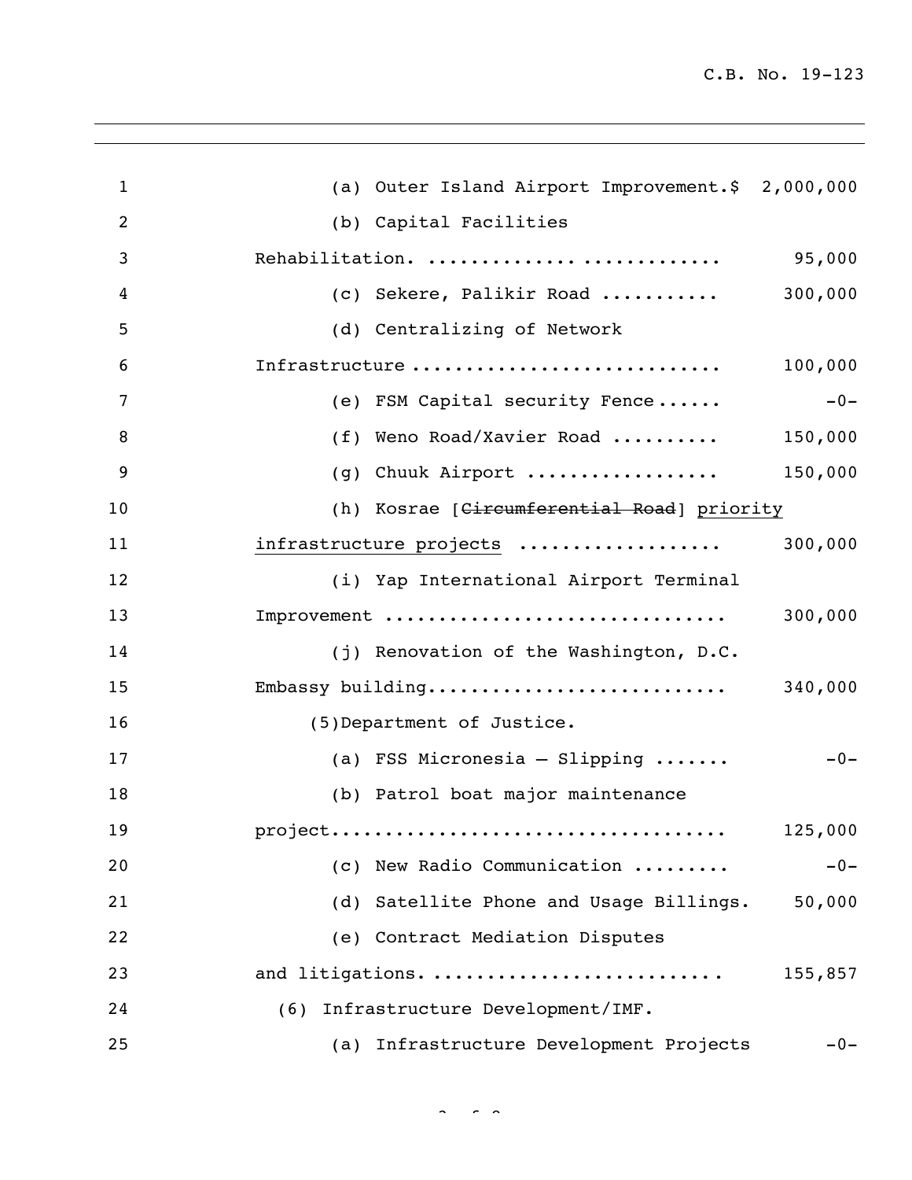(a) Outer Island Airport Improvement.$ 2,000,000

(b) Capital Facilities Rehabilitation. ............................ 95,000

(c) Sekere, Palikir Road ........... 300,000

(d) Centralizing of Network Infrastructure ............................ 100,000

(e) FSM Capital security Fence...... -0-

(f) Weno Road/Xavier Road .......... 150,000

(g) Chuuk Airport .................. 150,000

(h) Kosrae [~~Circumferential Road~~] <u>priority infrastructure projects</u> .................. 300,000

(i) Yap International Airport Terminal Improvement ................................ 300,000

(j) Renovation of the Washington, D.C. Embassy building........................... 340,000

(5) Department of Justice.

(a) FSS Micronesia – Slipping ....... -0-

(b) Patrol boat major maintenance project.................................... 125,000

(c) New Radio Communication ......... -0-

(d) Satellite Phone and Usage Billings. 50,000

(e) Contract Mediation Disputes and litigations. .......................... 155,857

(6) Infrastructure Development/IMF.

(a) Infrastructure Development Projects -0-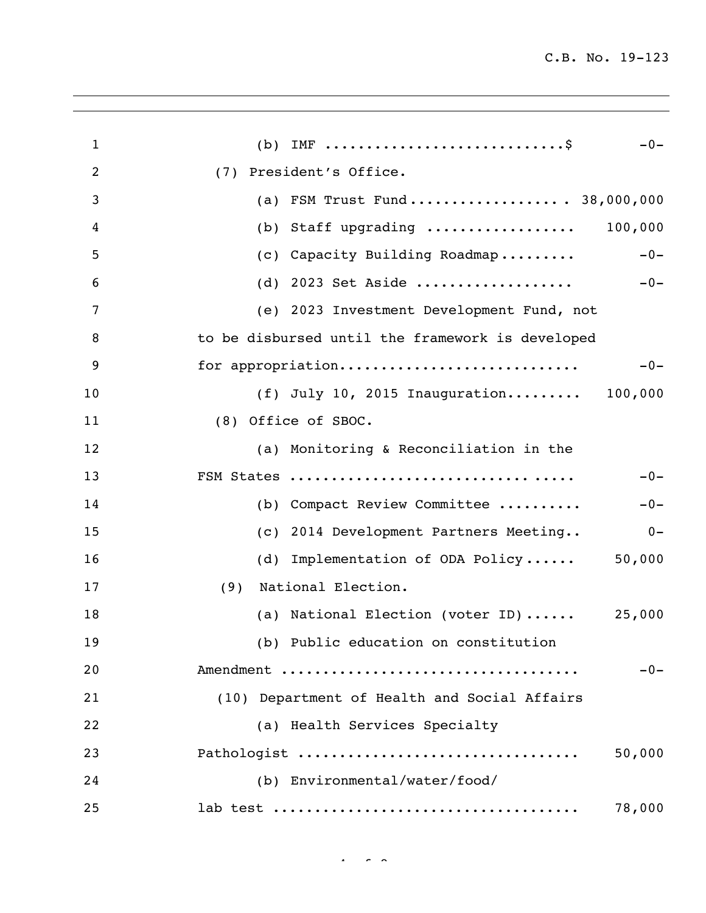(b) IMF ..............................$ -0-

(7) President's Office.

(a) FSM Trust Fund.................. 38,000,000

(b) Staff upgrading .................. 100,000

(c) Capacity Building Roadmap......... -0-

(d) 2023 Set Aside .................. -0-

(e) 2023 Investment Development Fund, not to be disbursed until the framework is developed for appropriation............................ -0-

(f) July 10, 2015 Inauguration......... 100,000

(8) Office of SBOC.

(a) Monitoring & Reconciliation in the FSM States ................................. -0-

(b) Compact Review Committee .......... -0-

(c) 2014 Development Partners Meeting.. 0-

(d) Implementation of ODA Policy...... 50,000

(9) National Election.

(a) National Election (voter ID)...... 25,000

(b) Public education on constitution Amendment .................................. -0-

(10) Department of Health and Social Affairs

(a) Health Services Specialty Pathologist ................................ 50,000

(b) Environmental/water/food/ lab test .................................. 78,000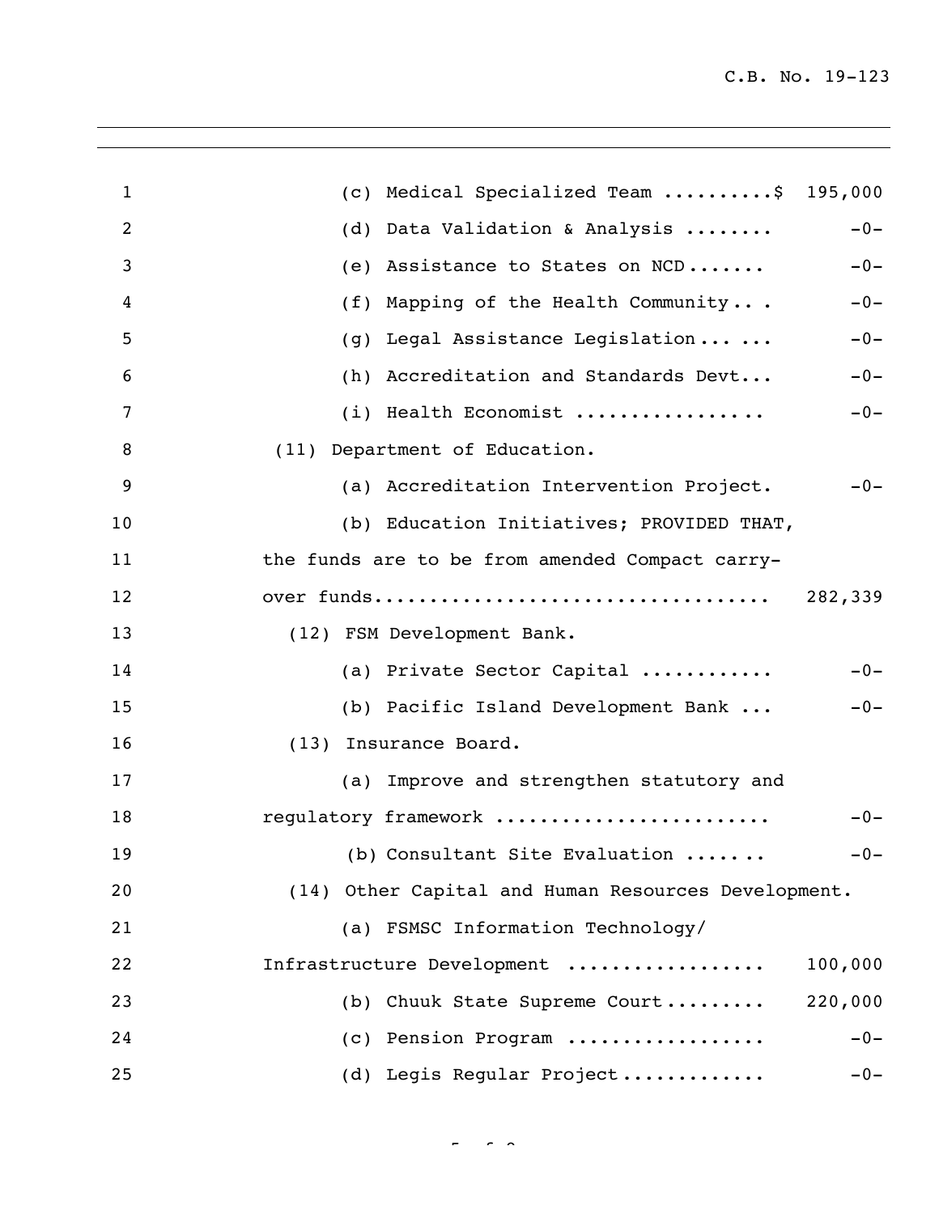(c) Medical Specialized Team ..........$ 195,000

(d) Data Validation & Analysis ........ -0-

(e) Assistance to States on NCD....... -0-

(f) Mapping of the Health Community.. . -0-

(g) Legal Assistance Legislation... ... -0-

(h) Accreditation and Standards Devt... -0-

(i) Health Economist ................ -0-

(11) Department of Education.

(a) Accreditation Intervention Project. -0-

(b) Education Initiatives; PROVIDED THAT, the funds are to be from amended Compact carry-over funds.................................. 282,339

(12) FSM Development Bank.

(a) Private Sector Capital ........... -0-

(b) Pacific Island Development Bank ... -0-

(13) Insurance Board.

(a) Improve and strengthen statutory and regulatory framework ....................... -0-

(b) Consultant Site Evaluation ....... -0-

(14) Other Capital and Human Resources Development.

(a) FSMSC Information Technology/ Infrastructure Development ................. 100,000

(b) Chuuk State Supreme Court......... 220,000

(c) Pension Program ................. -0-

(d) Legis Regular Project............ -0-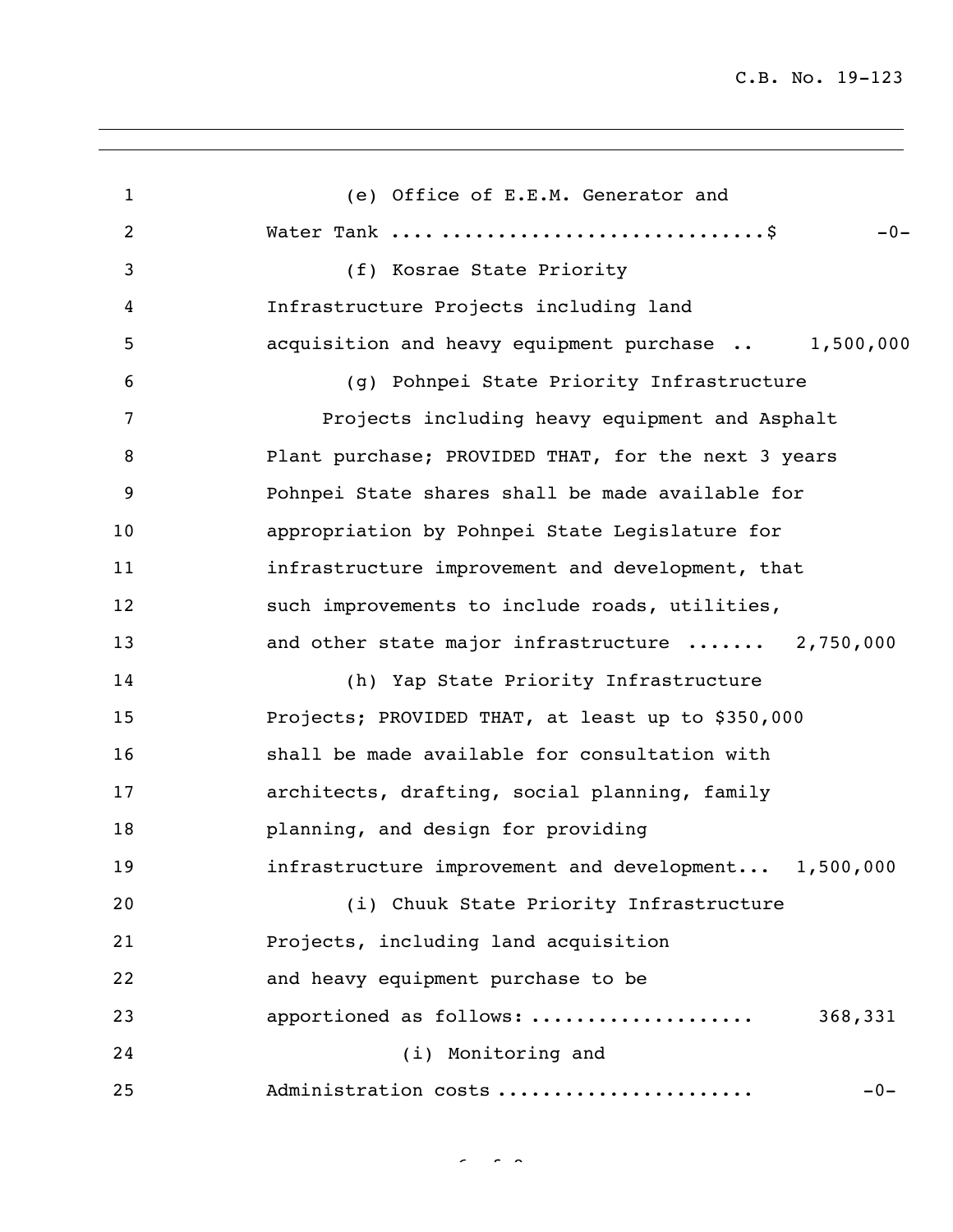(e) Office of E.E.M. Generator and Water Tank .... ............................$ -0-

(f) Kosrae State Priority Infrastructure Projects including land acquisition and heavy equipment purchase .. 1,500,000

(g) Pohnpei State Priority Infrastructure Projects including heavy equipment and Asphalt Plant purchase; PROVIDED THAT, for the next 3 years Pohnpei State shares shall be made available for appropriation by Pohnpei State Legislature for infrastructure improvement and development, that such improvements to include roads, utilities, and other state major infrastructure ....... 2,750,000

(h) Yap State Priority Infrastructure Projects; PROVIDED THAT, at least up to $350,000 shall be made available for consultation with architects, drafting, social planning, family planning, and design for providing infrastructure improvement and development... 1,500,000

(i) Chuuk State Priority Infrastructure Projects, including land acquisition and heavy equipment purchase to be apportioned as follows: ................... 368,331

(i) Monitoring and Administration costs ...................... -0-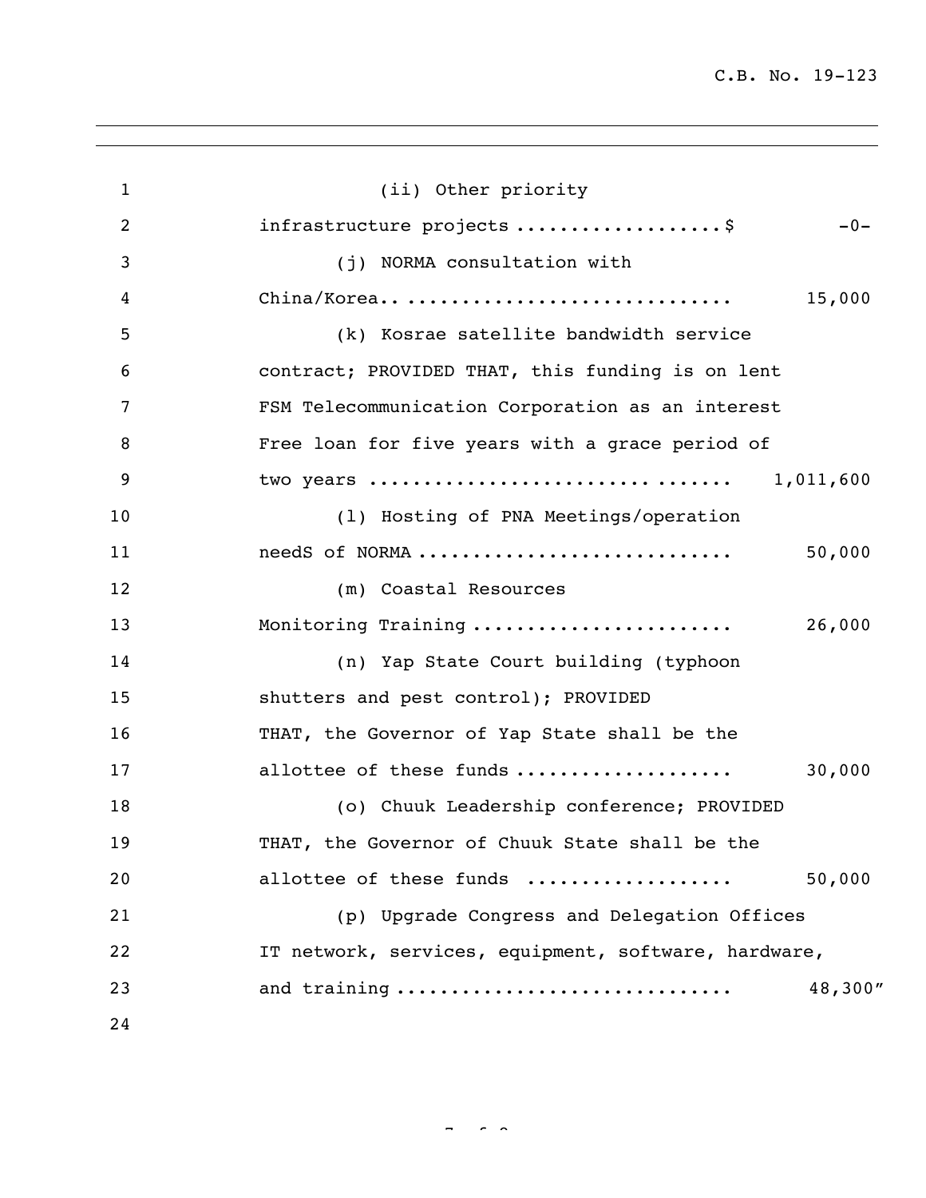(ii) Other priority infrastructure projects ..................$ -0-

(j) NORMA consultation with China/Korea.. ............................ 15,000

(k) Kosrae satellite bandwidth service contract; PROVIDED THAT, this funding is on lent FSM Telecommunication Corporation as an interest Free loan for five years with a grace period of two years ................................ ....... 1,011,600

(l) Hosting of PNA Meetings/operation needS of NORMA ........................... 50,000

(m) Coastal Resources Monitoring Training ....................... 26,000

(n) Yap State Court building (typhoon shutters and pest control); PROVIDED THAT, the Governor of Yap State shall be the allottee of these funds ................... 30,000

(o) Chuuk Leadership conference; PROVIDED THAT, the Governor of Chuuk State shall be the allottee of these funds .................. 50,000

(p) Upgrade Congress and Delegation Offices IT network, services, equipment, software, hardware, and training ............................ 48,300"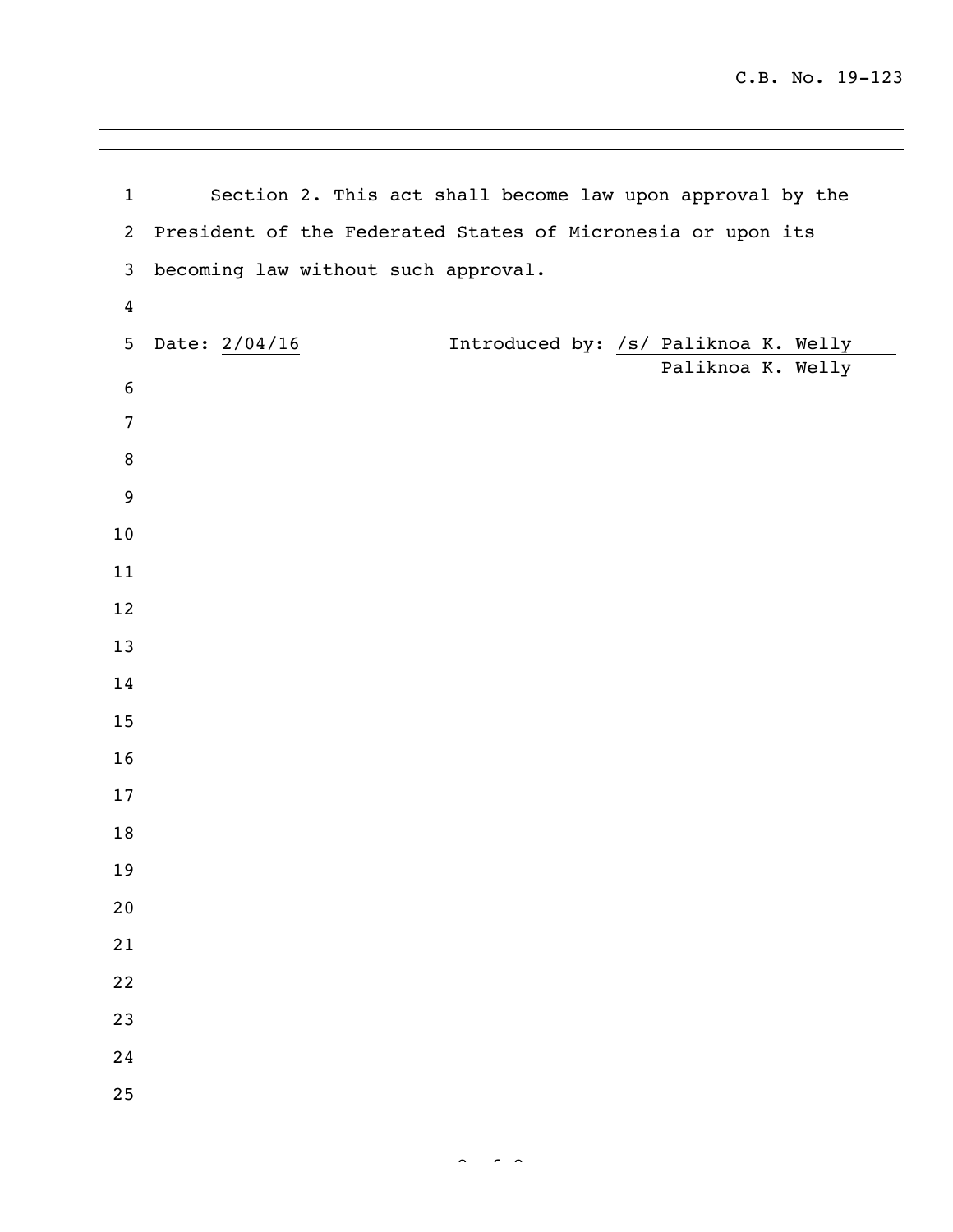Section 2. This act shall become law upon approval by the President of the Federated States of Micronesia or upon its becoming law without such approval.

Date: 2/04/16

Introduced by: /s/ Paliknoa K. Welly
Paliknoa K. Welly